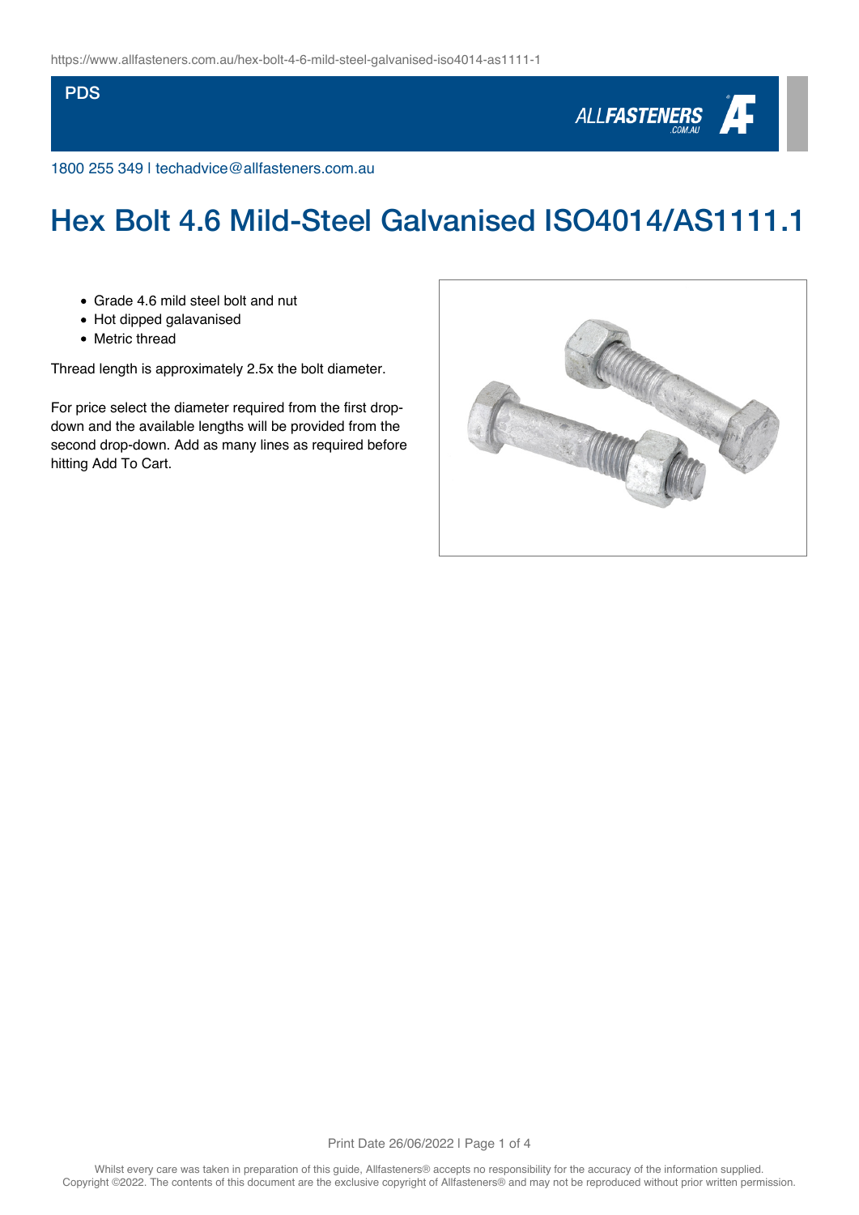PDS

1800 255 349 | techadvice@allfasteners.com.au

# Hex Bolt 4.6 Mild-Steel Galvanised ISO4014/AS1111.1

- Grade 4.6 mild steel bolt and nut
- Hot dipped galavanised
- Metric thread

Thread length is approximately 2.5x the bolt diameter.

For price select the diameter required from the first drop-down and the available lengths will be provided from the second drop-down. Add as many lines as required before hitting Add To Cart.

Whilst every care was taken in preparation of this guide, Allfasteners® accepts no responsibility for the accuracy of the information supplied.
Copyright ©2022. The contents of this document are the exclusive copyright of Allfasteners® and may not be reproduced without prior written permission.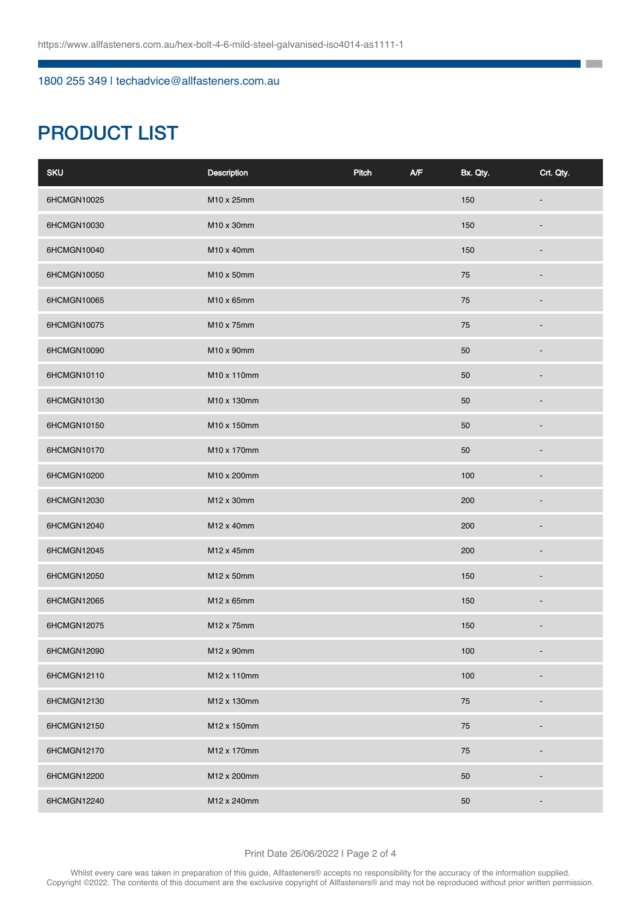https://www.allfasteners.com.au/hex-bolt-4-6-mild-steel-galvanised-iso4014-as1111-1

1800 255 349 | techadvice@allfasteners.com.au

# PRODUCT LIST

| SKU | Description | Pitch | A/F | Bx. Qty. | Crt. Qty. |
|---|---|---|---|---|---|
| 6HCMGN10025 | M10 x 25mm | | | 150 | - |
| 6HCMGN10030 | M10 x 30mm | | | 150 | - |
| 6HCMGN10040 | M10 x 40mm | | | 150 | - |
| 6HCMGN10050 | M10 x 50mm | | | 75 | - |
| 6HCMGN10065 | M10 x 65mm | | | 75 | - |
| 6HCMGN10075 | M10 x 75mm | | | 75 | - |
| 6HCMGN10090 | M10 x 90mm | | | 50 | - |
| 6HCMGN10110 | M10 x 110mm | | | 50 | - |
| 6HCMGN10130 | M10 x 130mm | | | 50 | - |
| 6HCMGN10150 | M10 x 150mm | | | 50 | - |
| 6HCMGN10170 | M10 x 170mm | | | 50 | - |
| 6HCMGN10200 | M10 x 200mm | | | 100 | - |
| 6HCMGN12030 | M12 x 30mm | | | 200 | - |
| 6HCMGN12040 | M12 x 40mm | | | 200 | - |
| 6HCMGN12045 | M12 x 45mm | | | 200 | - |
| 6HCMGN12050 | M12 x 50mm | | | 150 | - |
| 6HCMGN12065 | M12 x 65mm | | | 150 | - |
| 6HCMGN12075 | M12 x 75mm | | | 150 | - |
| 6HCMGN12090 | M12 x 90mm | | | 100 | - |
| 6HCMGN12110 | M12 x 110mm | | | 100 | - |
| 6HCMGN12130 | M12 x 130mm | | | 75 | - |
| 6HCMGN12150 | M12 x 150mm | | | 75 | - |
| 6HCMGN12170 | M12 x 170mm | | | 75 | - |
| 6HCMGN12200 | M12 x 200mm | | | 50 | - |
| 6HCMGN12240 | M12 x 240mm | | | 50 | - |

Whilst every care was taken in preparation of this guide, Allfasteners® accepts no responsibility for the accuracy of the information supplied. Copyright ©2022. The contents of this document are the exclusive copyright of Allfasteners® and may not be reproduced without prior written permission.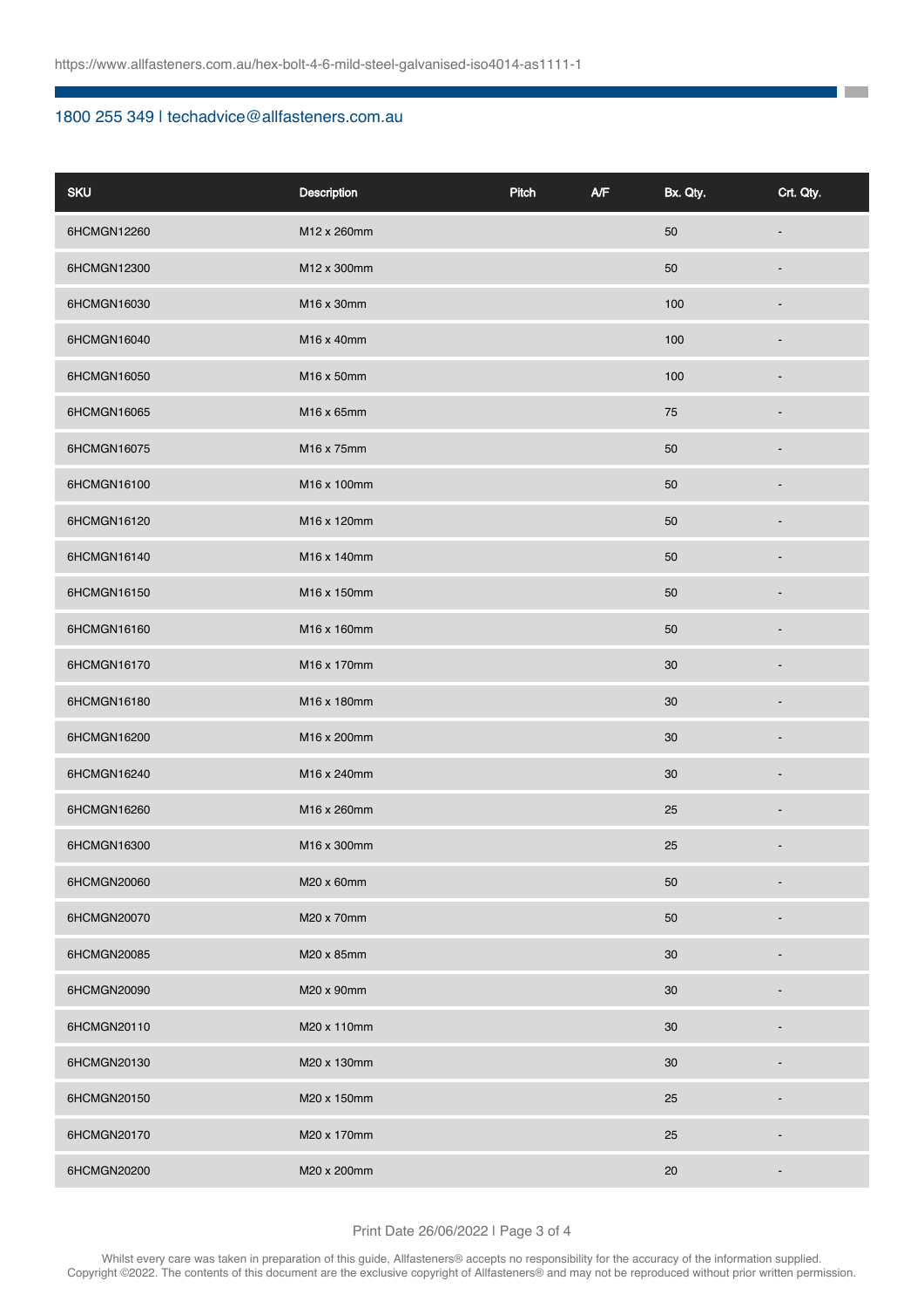| SKU | Description | Pitch | A/F | Bx. Qty. | Crt. Qty. |
|---|---|---|---|---|---|
| 6HCMGN12260 | M12 x 260mm | | | 50 | - |
| 6HCMGN12300 | M12 x 300mm | | | 50 | - |
| 6HCMGN16030 | M16 x 30mm | | | 100 | - |
| 6HCMGN16040 | M16 x 40mm | | | 100 | - |
| 6HCMGN16050 | M16 x 50mm | | | 100 | - |
| 6HCMGN16065 | M16 x 65mm | | | 75 | - |
| 6HCMGN16075 | M16 x 75mm | | | 50 | - |
| 6HCMGN16100 | M16 x 100mm | | | 50 | - |
| 6HCMGN16120 | M16 x 120mm | | | 50 | - |
| 6HCMGN16140 | M16 x 140mm | | | 50 | - |
| 6HCMGN16150 | M16 x 150mm | | | 50 | - |
| 6HCMGN16160 | M16 x 160mm | | | 50 | - |
| 6HCMGN16170 | M16 x 170mm | | | 30 | - |
| 6HCMGN16180 | M16 x 180mm | | | 30 | - |
| 6HCMGN16200 | M16 x 200mm | | | 30 | - |
| 6HCMGN16240 | M16 x 240mm | | | 30 | - |
| 6HCMGN16260 | M16 x 260mm | | | 25 | - |
| 6HCMGN16300 | M16 x 300mm | | | 25 | - |
| 6HCMGN20060 | M20 x 60mm | | | 50 | - |
| 6HCMGN20070 | M20 x 70mm | | | 50 | - |
| 6HCMGN20085 | M20 x 85mm | | | 30 | - |
| 6HCMGN20090 | M20 x 90mm | | | 30 | - |
| 6HCMGN20110 | M20 x 110mm | | | 30 | - |
| 6HCMGN20130 | M20 x 130mm | | | 30 | - |
| 6HCMGN20150 | M20 x 150mm | | | 25 | - |
| 6HCMGN20170 | M20 x 170mm | | | 25 | - |
| 6HCMGN20200 | M20 x 200mm | | | 20 | - |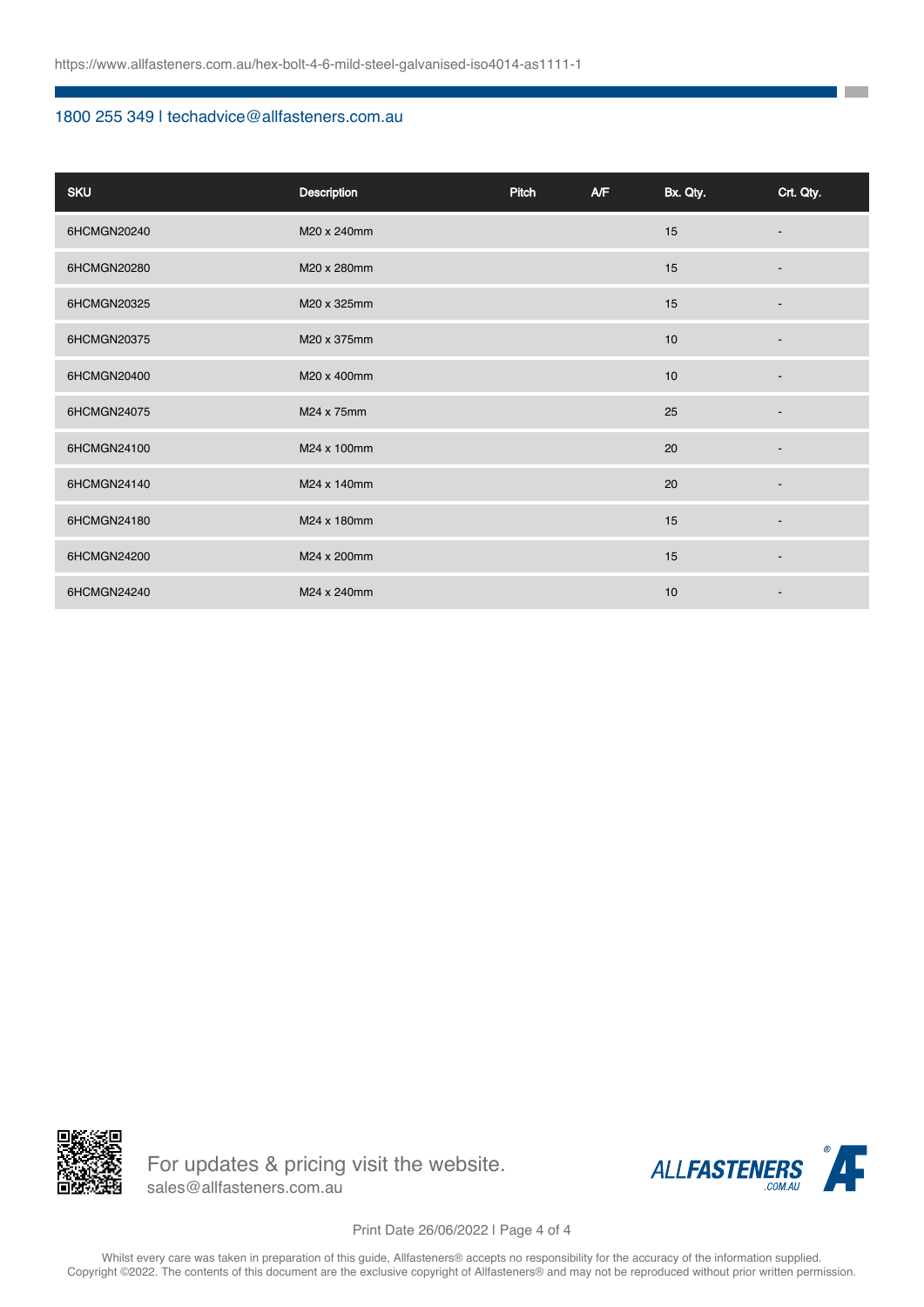https://www.allfasteners.com.au/hex-bolt-4-6-mild-steel-galvanised-iso4014-as1111-1

1800 255 349 | techadvice@allfasteners.com.au

| SKU | Description | Pitch | A/F | Bx. Qty. | Crt. Qty. |
|---|---|---|---|---|---|
| 6HCMGN20240 | M20 x 240mm | | | 15 | - |
| 6HCMGN20280 | M20 x 280mm | | | 15 | - |
| 6HCMGN20325 | M20 x 325mm | | | 15 | - |
| 6HCMGN20375 | M20 x 375mm | | | 10 | - |
| 6HCMGN20400 | M20 x 400mm | | | 10 | - |
| 6HCMGN24075 | M24 x 75mm | | | 25 | - |
| 6HCMGN24100 | M24 x 100mm | | | 20 | - |
| 6HCMGN24140 | M24 x 140mm | | | 20 | - |
| 6HCMGN24180 | M24 x 180mm | | | 15 | - |
| 6HCMGN24200 | M24 x 200mm | | | 15 | - |
| 6HCMGN24240 | M24 x 240mm | | | 10 | - |

For updates & pricing visit the website.
sales@allfasteners.com.au

ALLFASTENERS.COM.AU

Print Date 26/06/2022

Whilst every care was taken in preparation of this guide, Allfasteners® accepts no responsibility for the accuracy of the information supplied. Copyright ©2022. The contents of this document are the exclusive copyright of Allfasteners® and may not be reproduced without prior written permission.